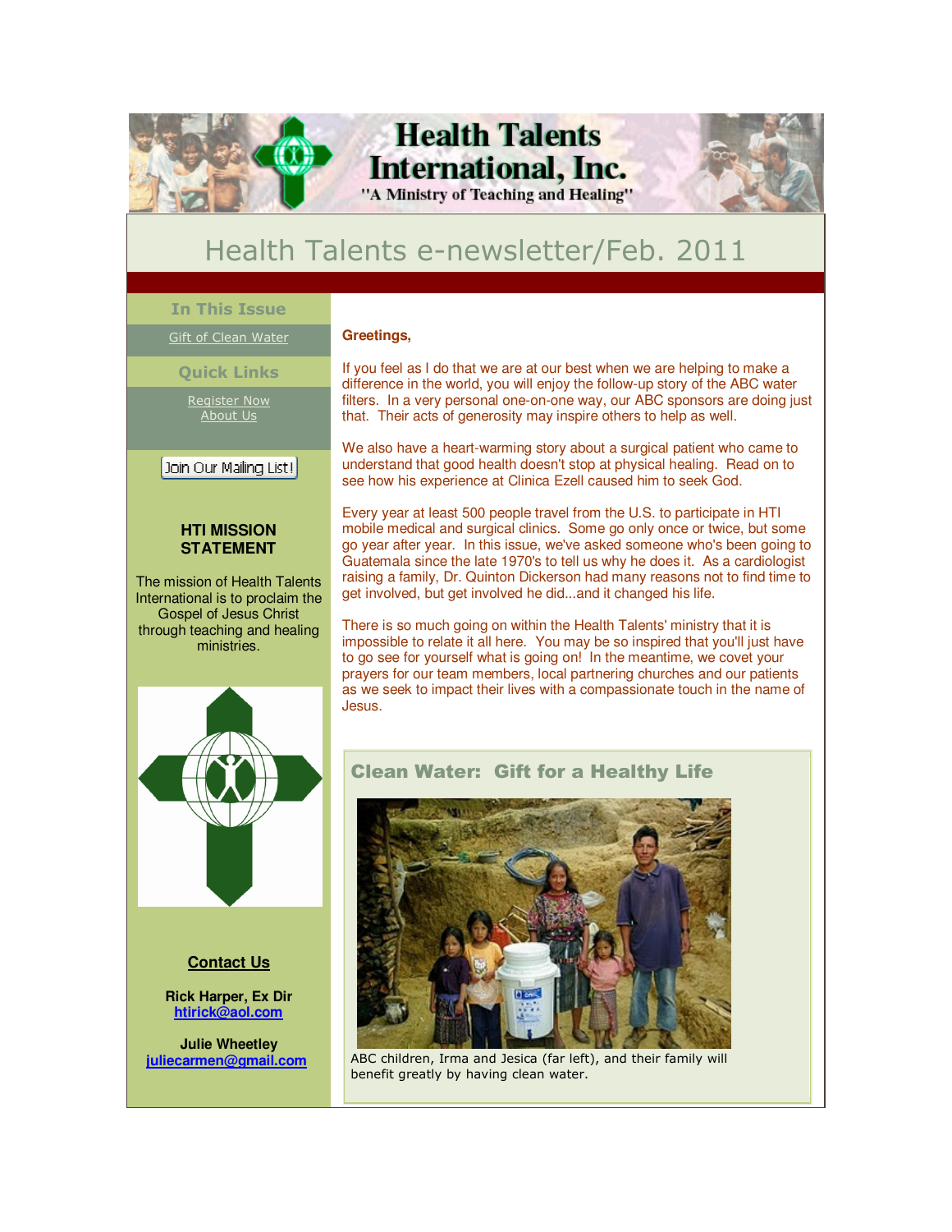# Health Talents International, Inc.

"A Ministry of Teaching and Healing"

## Health Talents e-newsletter/Feb. 2011

**In This Issue**

Gift of Clean Water

**Quick Links**

Register Now
About Us

Join Our Mailing List!

**HTI MISSION STATEMENT**

The mission of Health Talents International is to proclaim the Gospel of Jesus Christ through teaching and healing ministries.

**Contact Us**

**Rick Harper, Ex Dir**
**htirick@aol.com**

**Julie Wheetley**
**juliecarmen@gmail.com**

**Greetings,**

If you feel as I do that we are at our best when we are helping to make a difference in the world, you will enjoy the follow-up story of the ABC water filters. In a very personal one-on-one way, our ABC sponsors are doing just that. Their acts of generosity may inspire others to help as well.

We also have a heart-warming story about a surgical patient who came to understand that good health doesn't stop at physical healing. Read on to see how his experience at Clinica Ezell caused him to seek God.

Every year at least 500 people travel from the U.S. to participate in HTI mobile medical and surgical clinics. Some go only once or twice, but some go year after year. In this issue, we've asked someone who's been going to Guatemala since the late 1970's to tell us why he does it. As a cardiologist raising a family, Dr. Quinton Dickerson had many reasons not to find time to get involved, but get involved he did...and it changed his life.

There is so much going on within the Health Talents' ministry that it is impossible to relate it all here. You may be so inspired that you'll just have to go see for yourself what is going on! In the meantime, we covet your prayers for our team members, local partnering churches and our patients as we seek to impact their lives with a compassionate touch in the name of Jesus.

## Clean Water: Gift for a Healthy Life

ABC children, Irma and Jesica (far left), and their family will benefit greatly by having clean water.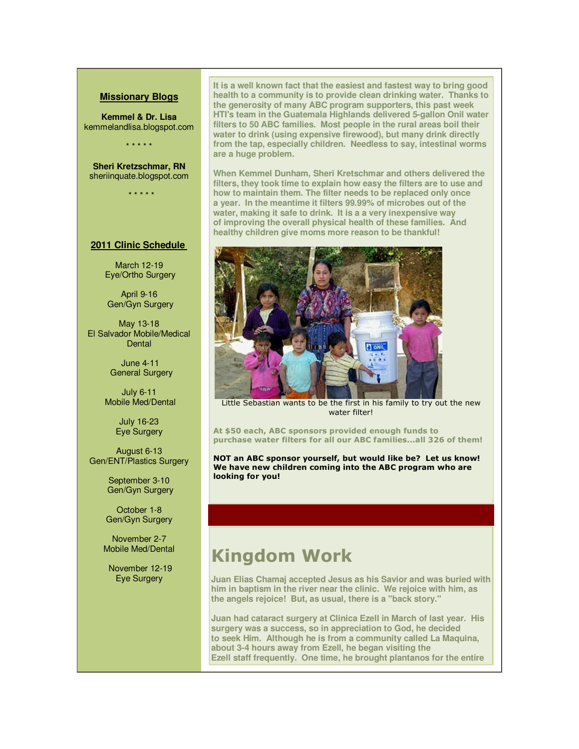## Missionary Blogs

**Kemmel & Dr. Lisa**
kemmelandlisa.blogspot.com

\* \* \* \* \*

**Sheri Kretzschmar, RN**
sheriinquate.blogspot.com

\* \* \* \* \*

## 2011 Clinic Schedule

March 12-19
Eye/Ortho Surgery

April 9-16
Gen/Gyn Surgery

May 13-18
El Salvador Mobile/Medical Dental

June 4-11
General Surgery

July 6-11
Mobile Med/Dental

July 16-23
Eye Surgery

August 6-13
Gen/ENT/Plastics Surgery

September 3-10
Gen/Gyn Surgery

October 1-8
Gen/Gyn Surgery

November 2-7
Mobile Med/Dental

November 12-19
Eye Surgery

**It is a well known fact that the easiest and fastest way to bring good health to a community is to provide clean drinking water. Thanks to the generosity of many ABC program supporters, this past week HTI's team in the Guatemala Highlands delivered 5-gallon Onil water filters to 50 ABC families. Most people in the rural areas boil their water to drink (using expensive firewood), but many drink directly from the tap, especially children. Needless to say, intestinal worms are a huge problem.**

**When Kemmel Dunham, Sheri Kretschmar and others delivered the filters, they took time to explain how easy the filters are to use and how to maintain them. The filter needs to be replaced only once a year. In the meantime it filters 99.99% of microbes out of the water, making it safe to drink. It is a a very inexpensive way of improving the overall physical health of these families. And healthy children give moms more reason to be thankful!**

Little Sebastian wants to be the first in his family to try out the new water filter!

**At $50 each, ABC sponsors provided enough funds to purchase water filters for all our ABC families...all 326 of them!**

**NOT an ABC sponsor yourself, but would like be? Let us know! We have new children coming into the ABC program who are looking for you!**

# Kingdom Work

**Juan Elias Chamaj accepted Jesus as his Savior and was buried with him in baptism in the river near the clinic. We rejoice with him, as the angels rejoice! But, as usual, there is a "back story."**

**Juan had cataract surgery at Clinica Ezell in March of last year. His surgery was a success, so in appreciation to God, he decided to seek Him. Although he is from a community called La Maquina, about 3-4 hours away from Ezell, he began visiting the Ezell staff frequently. One time, he brought plantanos for the entire**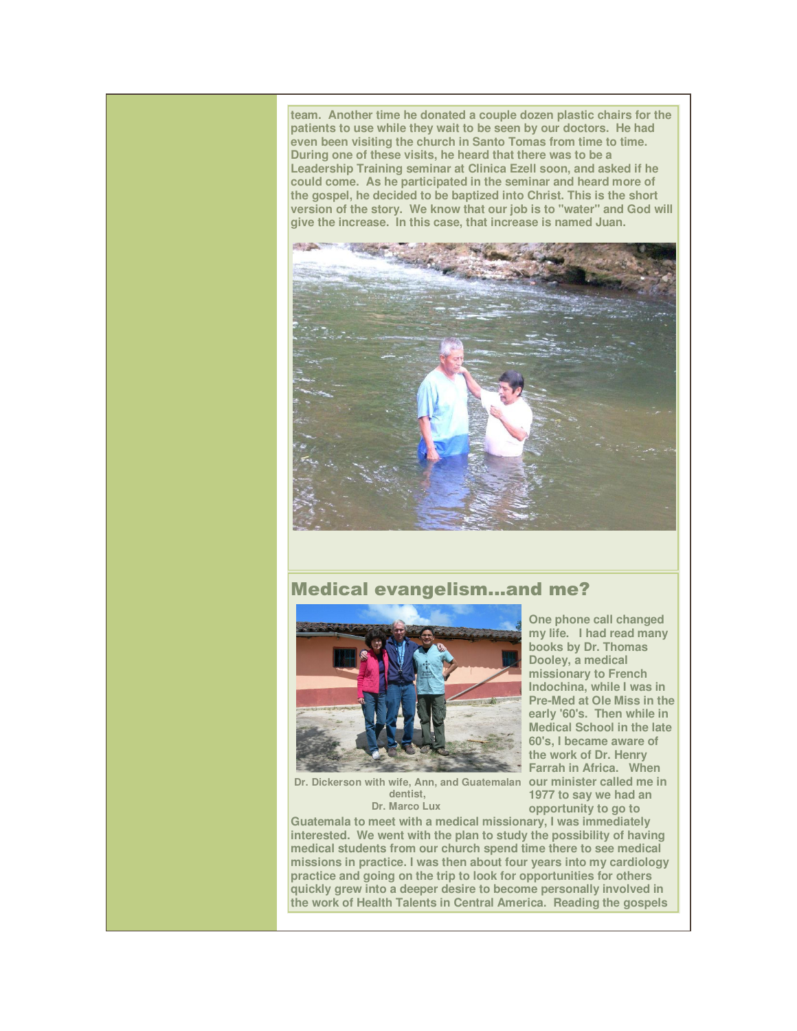team. Another time he donated a couple dozen plastic chairs for the patients to use while they wait to be seen by our doctors. He had even been visiting the church in Santo Tomas from time to time. During one of these visits, he heard that there was to be a Leadership Training seminar at Clinica Ezell soon, and asked if he could come. As he participated in the seminar and heard more of the gospel, he decided to be baptized into Christ. This is the short version of the story. We know that our job is to "water" and God will give the increase. In this case, that increase is named Juan.

## Medical evangelism...and me?

Dr. Dickerson with wife, Ann, and Guatemalan dentist, Dr. Marco Lux

One phone call changed my life. I had read many books by Dr. Thomas Dooley, a medical missionary to French Indochina, while I was in Pre-Med at Ole Miss in the early '60's. Then while in Medical School in the late 60's, I became aware of the work of Dr. Henry Farrah in Africa. When our minister called me in 1977 to say we had an opportunity to go to Guatemala to meet with a medical missionary, I was immediately interested. We went with the plan to study the possibility of having medical students from our church spend time there to see medical missions in practice. I was then about four years into my cardiology practice and going on the trip to look for opportunities for others quickly grew into a deeper desire to become personally involved in the work of Health Talents in Central America. Reading the gospels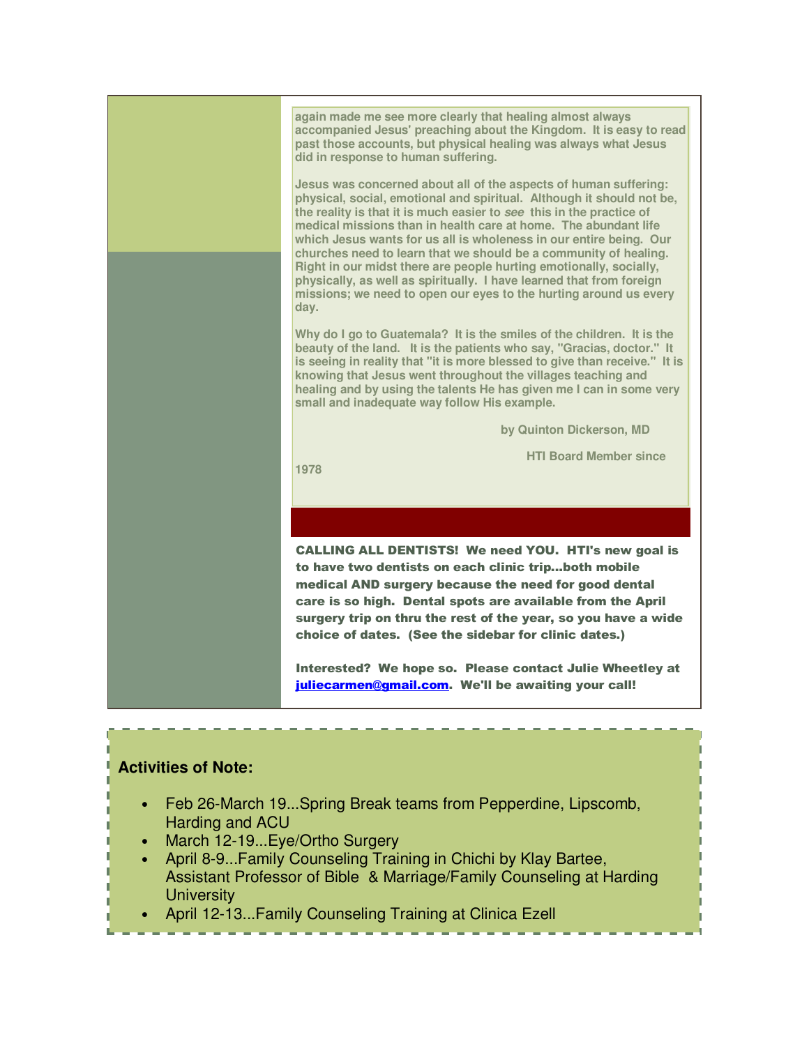again made me see more clearly that healing almost always accompanied Jesus' preaching about the Kingdom. It is easy to read past those accounts, but physical healing was always what Jesus did in response to human suffering.

Jesus was concerned about all of the aspects of human suffering: physical, social, emotional and spiritual. Although it should not be, the reality is that it is much easier to *see* this in the practice of medical missions than in health care at home. The abundant life which Jesus wants for us all is wholeness in our entire being. Our churches need to learn that we should be a community of healing. Right in our midst there are people hurting emotionally, socially, physically, as well as spiritually. I have learned that from foreign missions; we need to open our eyes to the hurting around us every day.

Why do I go to Guatemala? It is the smiles of the children. It is the beauty of the land. It is the patients who say, "Gracias, doctor." It is seeing in reality that "it is more blessed to give than receive." It is knowing that Jesus went throughout the villages teaching and healing and by using the talents He has given me I can in some very small and inadequate way follow His example.

by Quinton Dickerson, MD

HTI Board Member since 1978

**CALLING ALL DENTISTS! We need YOU. HTI's new goal is to have two dentists on each clinic trip...both mobile medical AND surgery because the need for good dental care is so high. Dental spots are available from the April surgery trip on thru the rest of the year, so you have a wide choice of dates. (See the sidebar for clinic dates.)**

**Interested? We hope so. Please contact Julie Wheetley at juliecarmen@gmail.com. We'll be awaiting your call!**

**Activities of Note:**

- Feb 26-March 19...Spring Break teams from Pepperdine, Lipscomb, Harding and ACU
- March 12-19...Eye/Ortho Surgery
- April 8-9...Family Counseling Training in Chichi by Klay Bartee, Assistant Professor of Bible & Marriage/Family Counseling at Harding University
- April 12-13...Family Counseling Training at Clinica Ezell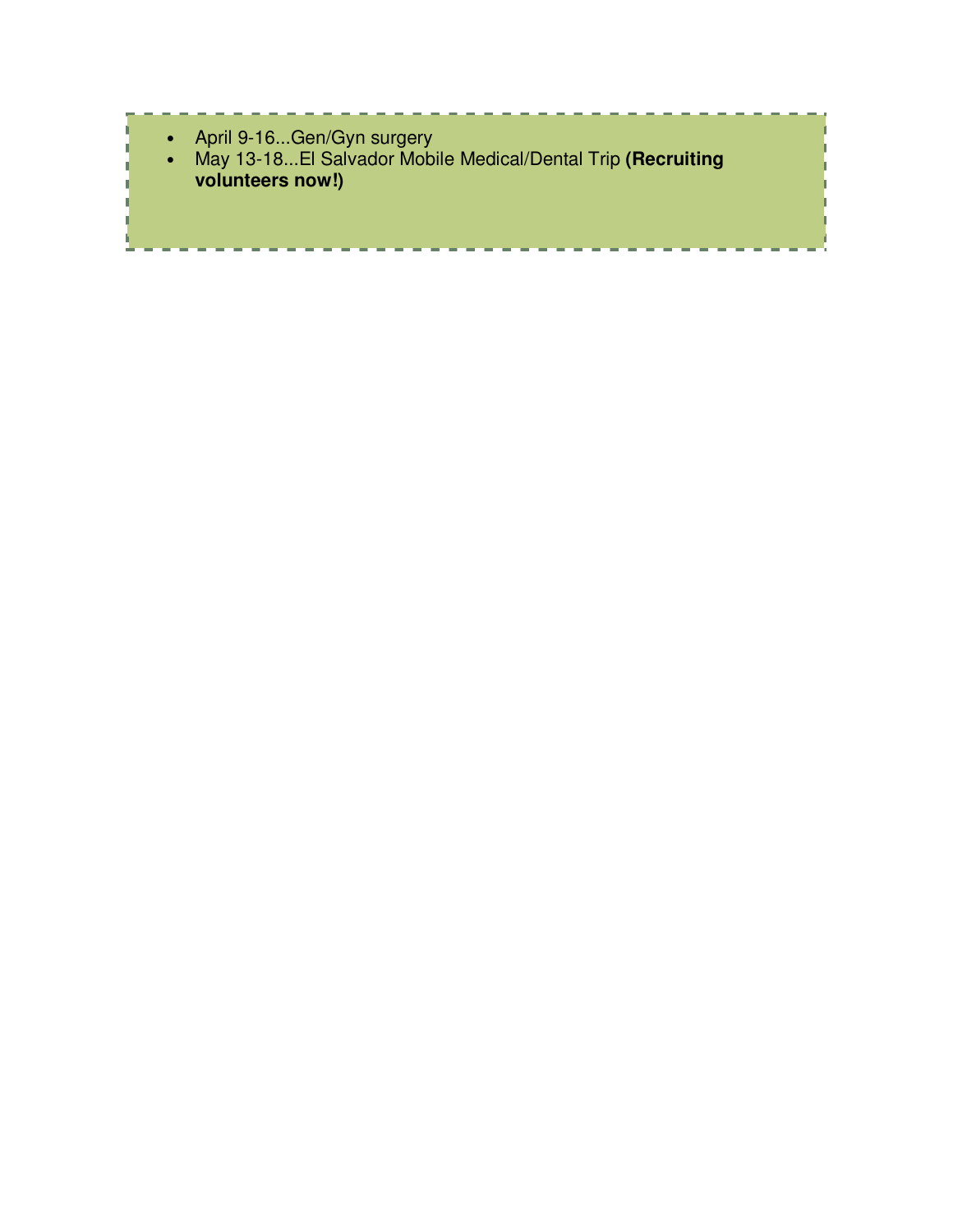- April 9-16...Gen/Gyn surgery
- May 13-18...El Salvador Mobile Medical/Dental Trip **(Recruiting volunteers now!)**